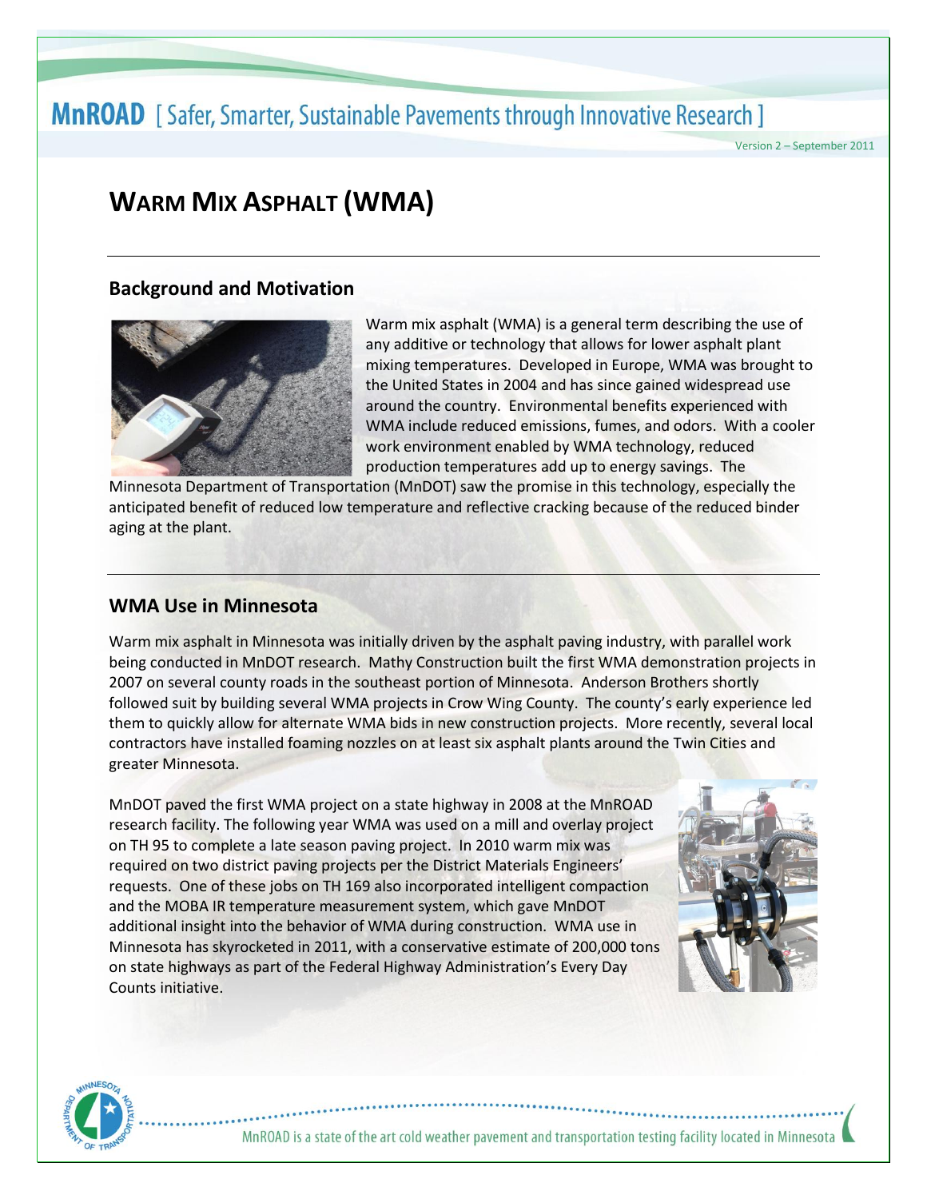# WARM MIX ASPHALT (WMA)

## Background and Motivation

Warm mix asphalt (WMA) is a general term describing the use of any additive or technology that allows for lower asphalt plant mixing temperatures. Developed in Europe, WMA was brought to the United States in 2004 and has since gained widespread use around the country. Environmental benefits experienced with WMA include reduced emissions, fumes, and odors. With a cooler work environment enabled by WMA technology, reduced production temperatures add up to energy savings. The Minnesota Department of Transportation (MnDOT) saw the promise in this technology, especially the anticipated benefit of reduced low temperature and reflective cracking because of the reduced binder aging at the plant.

## WMA Use in Minnesota

Warm mix asphalt in Minnesota was initially driven by the asphalt paving industry, with parallel work being conducted in MnDOT research. Mathy Construction built the first WMA demonstration projects in 2007 on several county roads in the southeast portion of Minnesota. Anderson Brothers shortly followed suit by building several WMA projects in Crow Wing County. The county's early experience led them to quickly allow for alternate WMA bids in new construction projects. More recently, several local contractors have installed foaming nozzles on at least six asphalt plants around the Twin Cities and greater Minnesota.

MnDOT paved the first WMA project on a state highway in 2008 at the MnROAD research facility. The following year WMA was used on a mill and overlay project on TH 95 to complete a late season paving project. In 2010 warm mix was required on two district paving projects per the District Materials Engineers' requests. One of these jobs on TH 169 also incorporated intelligent compaction and the MOBA IR temperature measurement system, which gave MnDOT additional insight into the behavior of WMA during construction. WMA use in Minnesota has skyrocketed in 2011, with a conservative estimate of 200,000 tons on state highways as part of the Federal Highway Administration's Every Day Counts initiative.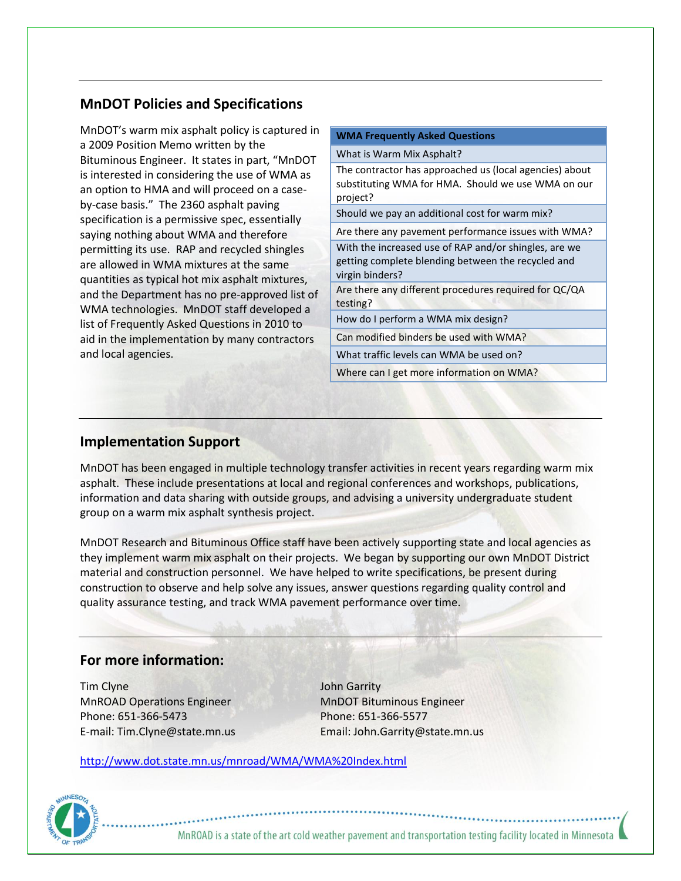## MnDOT Policies and Specifications

MnDOT's warm mix asphalt policy is captured in a 2009 Position Memo written by the Bituminous Engineer. It states in part, "MnDOT is interested in considering the use of WMA as an option to HMA and will proceed on a case-by-case basis." The 2360 asphalt paving specification is a permissive spec, essentially saying nothing about WMA and therefore permitting its use. RAP and recycled shingles are allowed in WMA mixtures at the same quantities as typical hot mix asphalt mixtures, and the Department has no pre-approved list of WMA technologies. MnDOT staff developed a list of Frequently Asked Questions in 2010 to aid in the implementation by many contractors and local agencies.

| **WMA Frequently Asked Questions** |
| --- |
| What is Warm Mix Asphalt? |
| The contractor has approached us (local agencies) about substituting WMA for HMA. Should we use WMA on our project? |
| Should we pay an additional cost for warm mix? |
| Are there any pavement performance issues with WMA? |
| With the increased use of RAP and/or shingles, are we getting complete blending between the recycled and virgin binders? |
| Are there any different procedures required for QC/QA testing? |
| How do I perform a WMA mix design? |
| Can modified binders be used with WMA? |
| What traffic levels can WMA be used on? |
| Where can I get more information on WMA? |

## Implementation Support

MnDOT has been engaged in multiple technology transfer activities in recent years regarding warm mix asphalt. These include presentations at local and regional conferences and workshops, publications, information and data sharing with outside groups, and advising a university undergraduate student group on a warm mix asphalt synthesis project.

MnDOT Research and Bituminous Office staff have been actively supporting state and local agencies as they implement warm mix asphalt on their projects. We began by supporting our own MnDOT District material and construction personnel. We have helped to write specifications, be present during construction to observe and help solve any issues, answer questions regarding quality control and quality assurance testing, and track WMA pavement performance over time.

## For more information:

Tim Clyne
MnROAD Operations Engineer
Phone: 651-366-5473
E-mail: Tim.Clyne@state.mn.us

John Garrity
MnDOT Bituminous Engineer
Phone: 651-366-5577
Email: John.Garrity@state.mn.us

http://www.dot.state.mn.us/mnroad/WMA/WMA%20Index.html

MnROAD is a state of the art cold weather pavement and transportation testing facility located in Minnesota